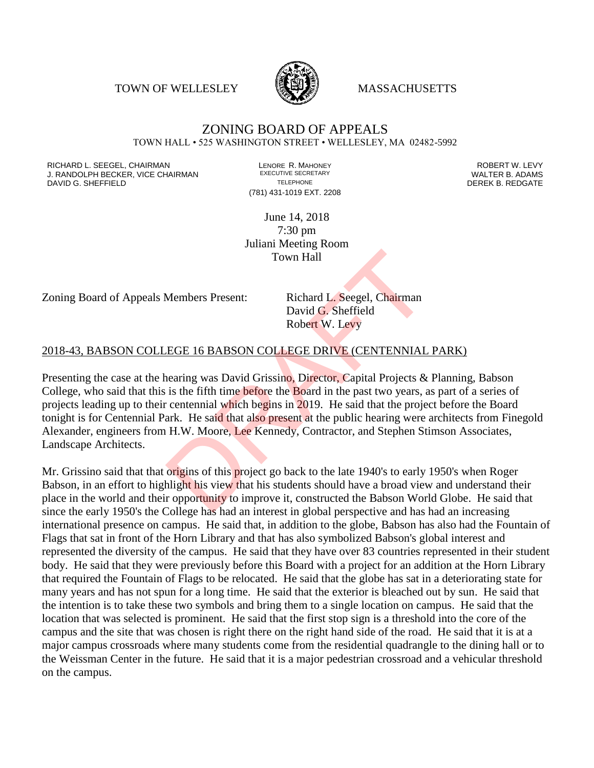TOWN OF WELLESLEY MASSACHUSETTS

# ZONING BOARD OF APPEALS

TOWN HALL • 525 WASHINGTON STREET • WELLESLEY, MA 02482-5992

RICHARD L. SEEGEL, CHAIRMAN
J. RANDOLPH BECKER, VICE CHAIRMAN
DAVID G. SHEFFIELD

LENORE R. MAHONEY
EXECUTIVE SECRETARY
TELEPHONE
(781) 431-1019 EXT. 2208

ROBERT W. LEVY
WALTER B. ADAMS
DEREK B. REDGATE

June 14, 2018
7:30 pm
Juliani Meeting Room
Town Hall

Zoning Board of Appeals Members Present: Richard L. Seegel, Chairman
David G. Sheffield
Robert W. Levy

## 2018-43, BABSON COLLEGE 16 BABSON COLLEGE DRIVE (CENTENNIAL PARK)

Presenting the case at the hearing was David Grissino, Director, Capital Projects & Planning, Babson College, who said that this is the fifth time before the Board in the past two years, as part of a series of projects leading up to their centennial which begins in 2019. He said that the project before the Board tonight is for Centennial Park. He said that also present at the public hearing were architects from Finegold Alexander, engineers from H.W. Moore, Lee Kennedy, Contractor, and Stephen Stimson Associates, Landscape Architects.

Mr. Grissino said that that origins of this project go back to the late 1940's to early 1950's when Roger Babson, in an effort to highlight his view that his students should have a broad view and understand their place in the world and their opportunity to improve it, constructed the Babson World Globe. He said that since the early 1950's the College has had an interest in global perspective and has had an increasing international presence on campus. He said that, in addition to the globe, Babson has also had the Fountain of Flags that sat in front of the Horn Library and that has also symbolized Babson's global interest and represented the diversity of the campus. He said that they have over 83 countries represented in their student body. He said that they were previously before this Board with a project for an addition at the Horn Library that required the Fountain of Flags to be relocated. He said that the globe has sat in a deteriorating state for many years and has not spun for a long time. He said that the exterior is bleached out by sun. He said that the intention is to take these two symbols and bring them to a single location on campus. He said that the location that was selected is prominent. He said that the first stop sign is a threshold into the core of the campus and the site that was chosen is right there on the right hand side of the road. He said that it is at a major campus crossroads where many students come from the residential quadrangle to the dining hall or to the Weissman Center in the future. He said that it is a major pedestrian crossroad and a vehicular threshold on the campus.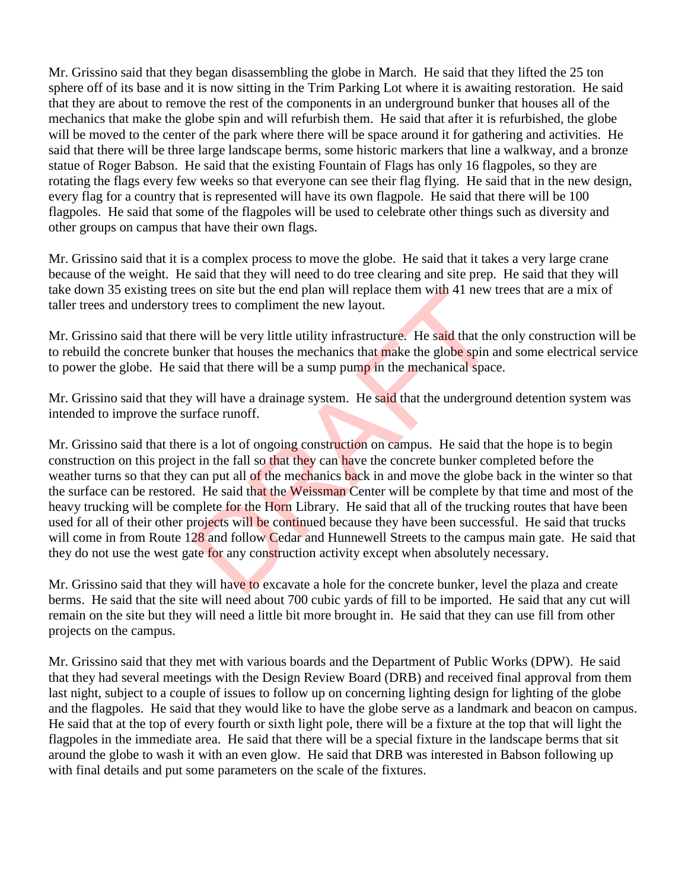Mr. Grissino said that they began disassembling the globe in March. He said that they lifted the 25 ton sphere off of its base and it is now sitting in the Trim Parking Lot where it is awaiting restoration. He said that they are about to remove the rest of the components in an underground bunker that houses all of the mechanics that make the globe spin and will refurbish them. He said that after it is refurbished, the globe will be moved to the center of the park where there will be space around it for gathering and activities. He said that there will be three large landscape berms, some historic markers that line a walkway, and a bronze statue of Roger Babson. He said that the existing Fountain of Flags has only 16 flagpoles, so they are rotating the flags every few weeks so that everyone can see their flag flying. He said that in the new design, every flag for a country that is represented will have its own flagpole. He said that there will be 100 flagpoles. He said that some of the flagpoles will be used to celebrate other things such as diversity and other groups on campus that have their own flags.

Mr. Grissino said that it is a complex process to move the globe. He said that it takes a very large crane because of the weight. He said that they will need to do tree clearing and site prep. He said that they will take down 35 existing trees on site but the end plan will replace them with 41 new trees that are a mix of taller trees and understory trees to compliment the new layout.

Mr. Grissino said that there will be very little utility infrastructure. He said that the only construction will be to rebuild the concrete bunker that houses the mechanics that make the globe spin and some electrical service to power the globe. He said that there will be a sump pump in the mechanical space.

Mr. Grissino said that they will have a drainage system. He said that the underground detention system was intended to improve the surface runoff.

Mr. Grissino said that there is a lot of ongoing construction on campus. He said that the hope is to begin construction on this project in the fall so that they can have the concrete bunker completed before the weather turns so that they can put all of the mechanics back in and move the globe back in the winter so that the surface can be restored. He said that the Weissman Center will be complete by that time and most of the heavy trucking will be complete for the Horn Library. He said that all of the trucking routes that have been used for all of their other projects will be continued because they have been successful. He said that trucks will come in from Route 128 and follow Cedar and Hunnewell Streets to the campus main gate. He said that they do not use the west gate for any construction activity except when absolutely necessary.

Mr. Grissino said that they will have to excavate a hole for the concrete bunker, level the plaza and create berms. He said that the site will need about 700 cubic yards of fill to be imported. He said that any cut will remain on the site but they will need a little bit more brought in. He said that they can use fill from other projects on the campus.

Mr. Grissino said that they met with various boards and the Department of Public Works (DPW). He said that they had several meetings with the Design Review Board (DRB) and received final approval from them last night, subject to a couple of issues to follow up on concerning lighting design for lighting of the globe and the flagpoles. He said that they would like to have the globe serve as a landmark and beacon on campus. He said that at the top of every fourth or sixth light pole, there will be a fixture at the top that will light the flagpoles in the immediate area. He said that there will be a special fixture in the landscape berms that sit around the globe to wash it with an even glow. He said that DRB was interested in Babson following up with final details and put some parameters on the scale of the fixtures.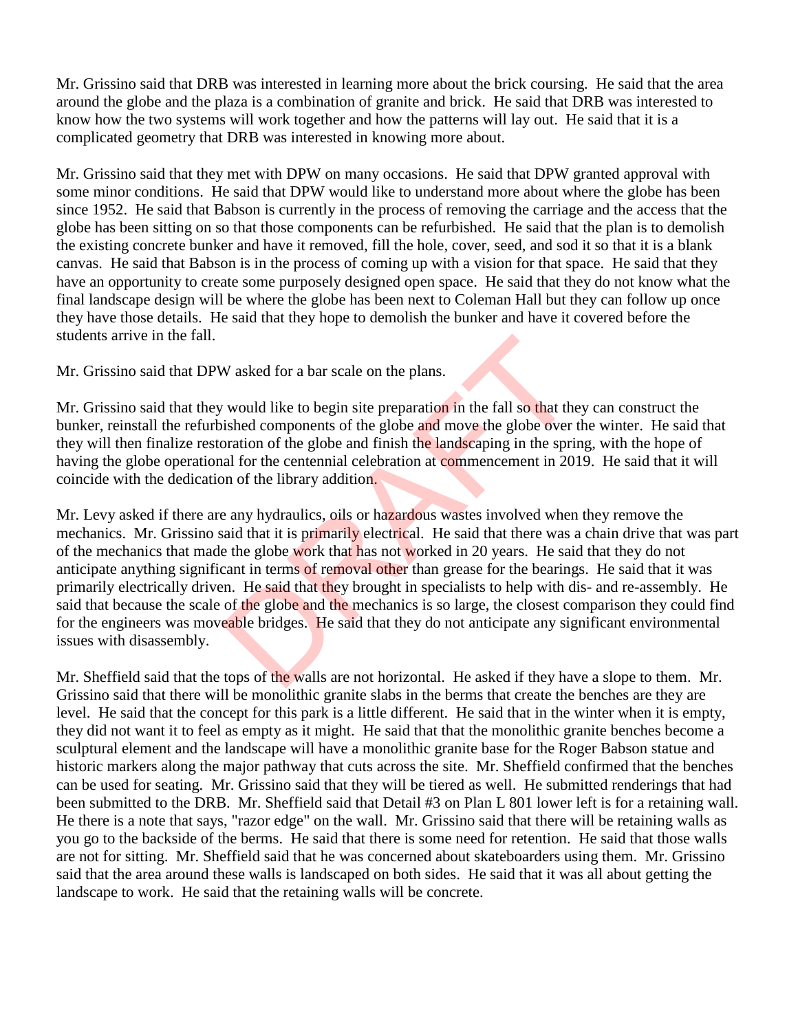Mr. Grissino said that DRB was interested in learning more about the brick coursing. He said that the area around the globe and the plaza is a combination of granite and brick. He said that DRB was interested to know how the two systems will work together and how the patterns will lay out. He said that it is a complicated geometry that DRB was interested in knowing more about.

Mr. Grissino said that they met with DPW on many occasions. He said that DPW granted approval with some minor conditions. He said that DPW would like to understand more about where the globe has been since 1952. He said that Babson is currently in the process of removing the carriage and the access that the globe has been sitting on so that those components can be refurbished. He said that the plan is to demolish the existing concrete bunker and have it removed, fill the hole, cover, seed, and sod it so that it is a blank canvas. He said that Babson is in the process of coming up with a vision for that space. He said that they have an opportunity to create some purposely designed open space. He said that they do not know what the final landscape design will be where the globe has been next to Coleman Hall but they can follow up once they have those details. He said that they hope to demolish the bunker and have it covered before the students arrive in the fall.

Mr. Grissino said that DPW asked for a bar scale on the plans.

Mr. Grissino said that they would like to begin site preparation in the fall so that they can construct the bunker, reinstall the refurbished components of the globe and move the globe over the winter. He said that they will then finalize restoration of the globe and finish the landscaping in the spring, with the hope of having the globe operational for the centennial celebration at commencement in 2019. He said that it will coincide with the dedication of the library addition.

Mr. Levy asked if there are any hydraulics, oils or hazardous wastes involved when they remove the mechanics. Mr. Grissino said that it is primarily electrical. He said that there was a chain drive that was part of the mechanics that made the globe work that has not worked in 20 years. He said that they do not anticipate anything significant in terms of removal other than grease for the bearings. He said that it was primarily electrically driven. He said that they brought in specialists to help with dis- and re-assembly. He said that because the scale of the globe and the mechanics is so large, the closest comparison they could find for the engineers was moveable bridges. He said that they do not anticipate any significant environmental issues with disassembly.

Mr. Sheffield said that the tops of the walls are not horizontal. He asked if they have a slope to them. Mr. Grissino said that there will be monolithic granite slabs in the berms that create the benches are they are level. He said that the concept for this park is a little different. He said that in the winter when it is empty, they did not want it to feel as empty as it might. He said that that the monolithic granite benches become a sculptural element and the landscape will have a monolithic granite base for the Roger Babson statue and historic markers along the major pathway that cuts across the site. Mr. Sheffield confirmed that the benches can be used for seating. Mr. Grissino said that they will be tiered as well. He submitted renderings that had been submitted to the DRB. Mr. Sheffield said that Detail #3 on Plan L 801 lower left is for a retaining wall. He there is a note that says, "razor edge" on the wall. Mr. Grissino said that there will be retaining walls as you go to the backside of the berms. He said that there is some need for retention. He said that those walls are not for sitting. Mr. Sheffield said that he was concerned about skateboarders using them. Mr. Grissino said that the area around these walls is landscaped on both sides. He said that it was all about getting the landscape to work. He said that the retaining walls will be concrete.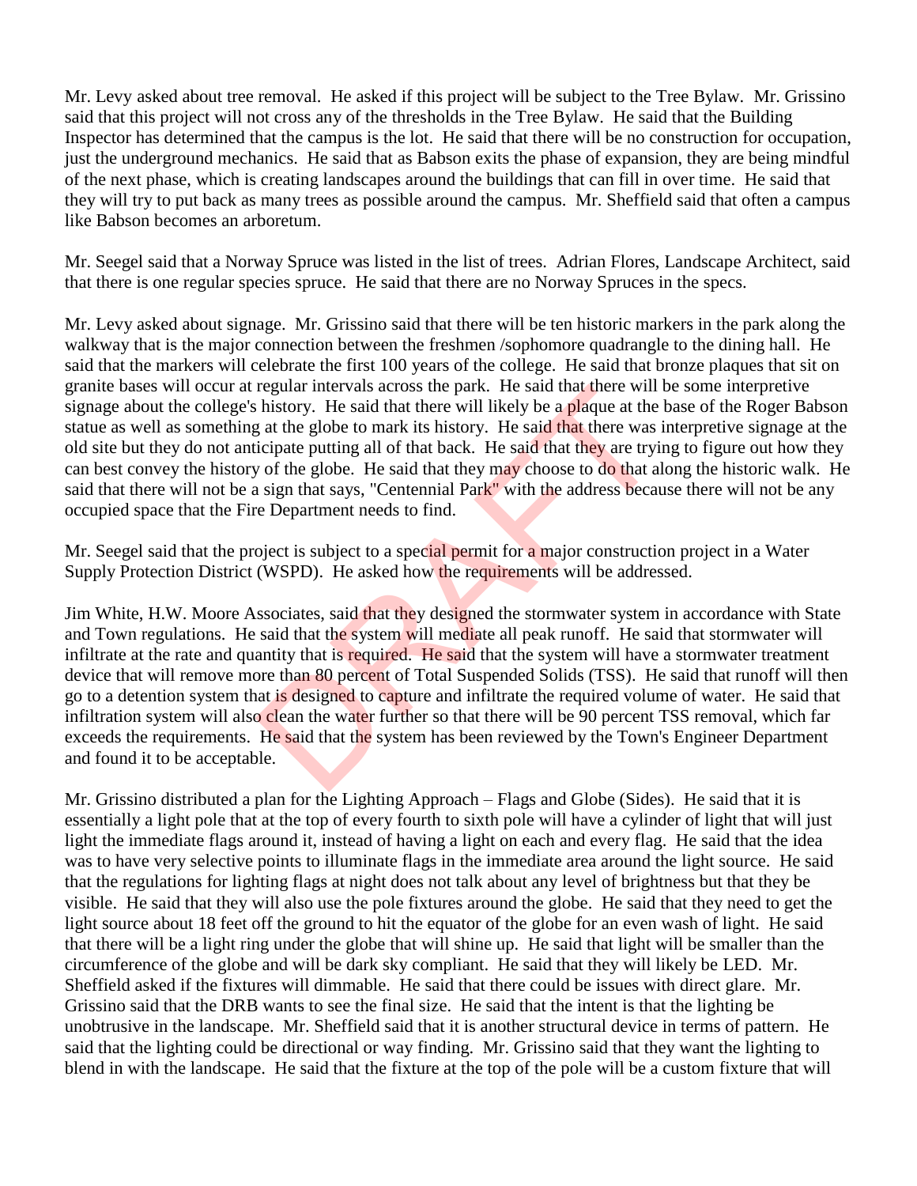Mr. Levy asked about tree removal. He asked if this project will be subject to the Tree Bylaw. Mr. Grissino said that this project will not cross any of the thresholds in the Tree Bylaw. He said that the Building Inspector has determined that the campus is the lot. He said that there will be no construction for occupation, just the underground mechanics. He said that as Babson exits the phase of expansion, they are being mindful of the next phase, which is creating landscapes around the buildings that can fill in over time. He said that they will try to put back as many trees as possible around the campus. Mr. Sheffield said that often a campus like Babson becomes an arboretum.

Mr. Seegel said that a Norway Spruce was listed in the list of trees. Adrian Flores, Landscape Architect, said that there is one regular species spruce. He said that there are no Norway Spruces in the specs.

Mr. Levy asked about signage. Mr. Grissino said that there will be ten historic markers in the park along the walkway that is the major connection between the freshmen /sophomore quadrangle to the dining hall. He said that the markers will celebrate the first 100 years of the college. He said that bronze plaques that sit on granite bases will occur at regular intervals across the park. He said that there will be some interpretive signage about the college's history. He said that there will likely be a plaque at the base of the Roger Babson statue as well as something at the globe to mark its history. He said that there was interpretive signage at the old site but they do not anticipate putting all of that back. He said that they are trying to figure out how they can best convey the history of the globe. He said that they may choose to do that along the historic walk. He said that there will not be a sign that says, "Centennial Park" with the address because there will not be any occupied space that the Fire Department needs to find.

Mr. Seegel said that the project is subject to a special permit for a major construction project in a Water Supply Protection District (WSPD). He asked how the requirements will be addressed.

Jim White, H.W. Moore Associates, said that they designed the stormwater system in accordance with State and Town regulations. He said that the system will mediate all peak runoff. He said that stormwater will infiltrate at the rate and quantity that is required. He said that the system will have a stormwater treatment device that will remove more than 80 percent of Total Suspended Solids (TSS). He said that runoff will then go to a detention system that is designed to capture and infiltrate the required volume of water. He said that infiltration system will also clean the water further so that there will be 90 percent TSS removal, which far exceeds the requirements. He said that the system has been reviewed by the Town's Engineer Department and found it to be acceptable.

Mr. Grissino distributed a plan for the Lighting Approach – Flags and Globe (Sides). He said that it is essentially a light pole that at the top of every fourth to sixth pole will have a cylinder of light that will just light the immediate flags around it, instead of having a light on each and every flag. He said that the idea was to have very selective points to illuminate flags in the immediate area around the light source. He said that the regulations for lighting flags at night does not talk about any level of brightness but that they be visible. He said that they will also use the pole fixtures around the globe. He said that they need to get the light source about 18 feet off the ground to hit the equator of the globe for an even wash of light. He said that there will be a light ring under the globe that will shine up. He said that light will be smaller than the circumference of the globe and will be dark sky compliant. He said that they will likely be LED. Mr. Sheffield asked if the fixtures will dimmable. He said that there could be issues with direct glare. Mr. Grissino said that the DRB wants to see the final size. He said that the intent is that the lighting be unobtrusive in the landscape. Mr. Sheffield said that it is another structural device in terms of pattern. He said that the lighting could be directional or way finding. Mr. Grissino said that they want the lighting to blend in with the landscape. He said that the fixture at the top of the pole will be a custom fixture that will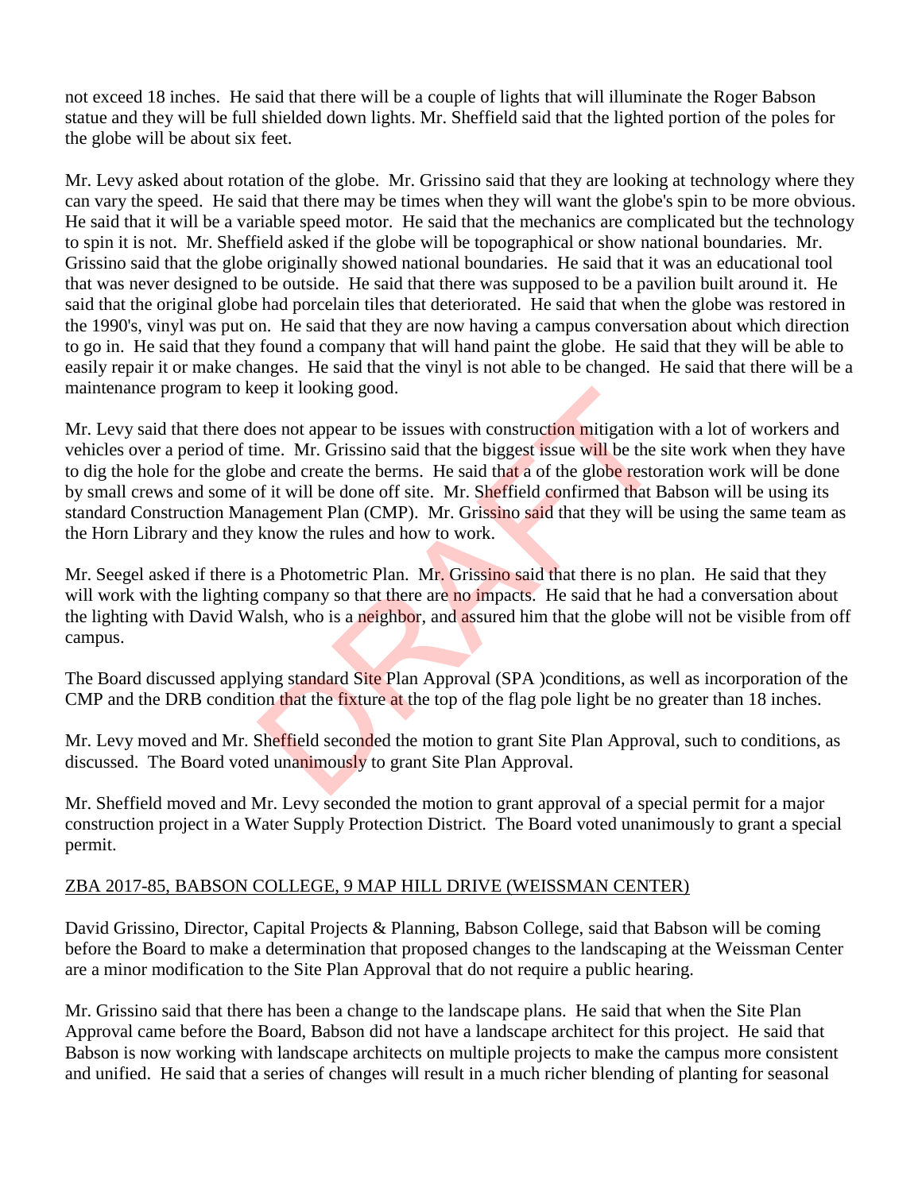not exceed 18 inches. He said that there will be a couple of lights that will illuminate the Roger Babson statue and they will be full shielded down lights. Mr. Sheffield said that the lighted portion of the poles for the globe will be about six feet.

Mr. Levy asked about rotation of the globe. Mr. Grissino said that they are looking at technology where they can vary the speed. He said that there may be times when they will want the globe's spin to be more obvious. He said that it will be a variable speed motor. He said that the mechanics are complicated but the technology to spin it is not. Mr. Sheffield asked if the globe will be topographical or show national boundaries. Mr. Grissino said that the globe originally showed national boundaries. He said that it was an educational tool that was never designed to be outside. He said that there was supposed to be a pavilion built around it. He said that the original globe had porcelain tiles that deteriorated. He said that when the globe was restored in the 1990's, vinyl was put on. He said that they are now having a campus conversation about which direction to go in. He said that they found a company that will hand paint the globe. He said that they will be able to easily repair it or make changes. He said that the vinyl is not able to be changed. He said that there will be a maintenance program to keep it looking good.

Mr. Levy said that there does not appear to be issues with construction mitigation with a lot of workers and vehicles over a period of time. Mr. Grissino said that the biggest issue will be the site work when they have to dig the hole for the globe and create the berms. He said that a of the globe restoration work will be done by small crews and some of it will be done off site. Mr. Sheffield confirmed that Babson will be using its standard Construction Management Plan (CMP). Mr. Grissino said that they will be using the same team as the Horn Library and they know the rules and how to work.

Mr. Seegel asked if there is a Photometric Plan. Mr. Grissino said that there is no plan. He said that they will work with the lighting company so that there are no impacts. He said that he had a conversation about the lighting with David Walsh, who is a neighbor, and assured him that the globe will not be visible from off campus.

The Board discussed applying standard Site Plan Approval (SPA )conditions, as well as incorporation of the CMP and the DRB condition that the fixture at the top of the flag pole light be no greater than 18 inches.

Mr. Levy moved and Mr. Sheffield seconded the motion to grant Site Plan Approval, such to conditions, as discussed. The Board voted unanimously to grant Site Plan Approval.

Mr. Sheffield moved and Mr. Levy seconded the motion to grant approval of a special permit for a major construction project in a Water Supply Protection District. The Board voted unanimously to grant a special permit.

ZBA 2017-85, BABSON COLLEGE, 9 MAP HILL DRIVE (WEISSMAN CENTER)

David Grissino, Director, Capital Projects & Planning, Babson College, said that Babson will be coming before the Board to make a determination that proposed changes to the landscaping at the Weissman Center are a minor modification to the Site Plan Approval that do not require a public hearing.

Mr. Grissino said that there has been a change to the landscape plans. He said that when the Site Plan Approval came before the Board, Babson did not have a landscape architect for this project. He said that Babson is now working with landscape architects on multiple projects to make the campus more consistent and unified. He said that a series of changes will result in a much richer blending of planting for seasonal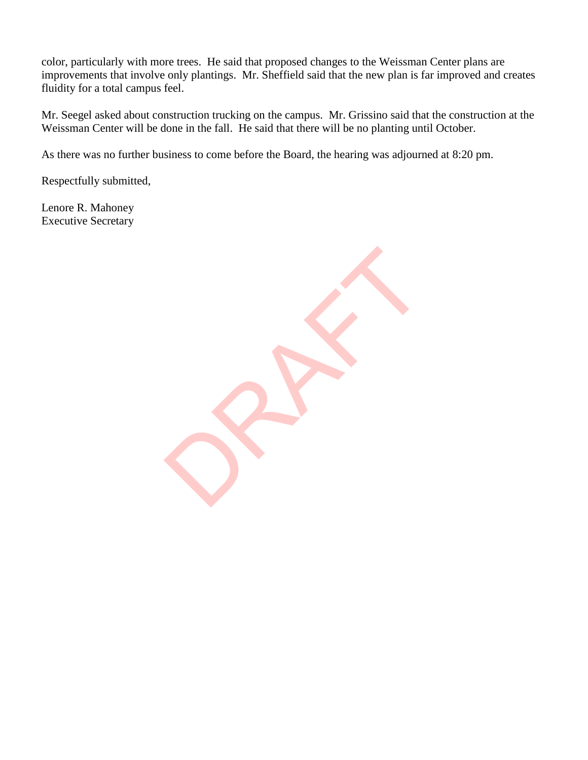color, particularly with more trees. He said that proposed changes to the Weissman Center plans are improvements that involve only plantings. Mr. Sheffield said that the new plan is far improved and creates fluidity for a total campus feel.

Mr. Seegel asked about construction trucking on the campus. Mr. Grissino said that the construction at the Weissman Center will be done in the fall. He said that there will be no planting until October.

As there was no further business to come before the Board, the hearing was adjourned at 8:20 pm.

Respectfully submitted,

Lenore R. Mahoney
Executive Secretary

DRAFT